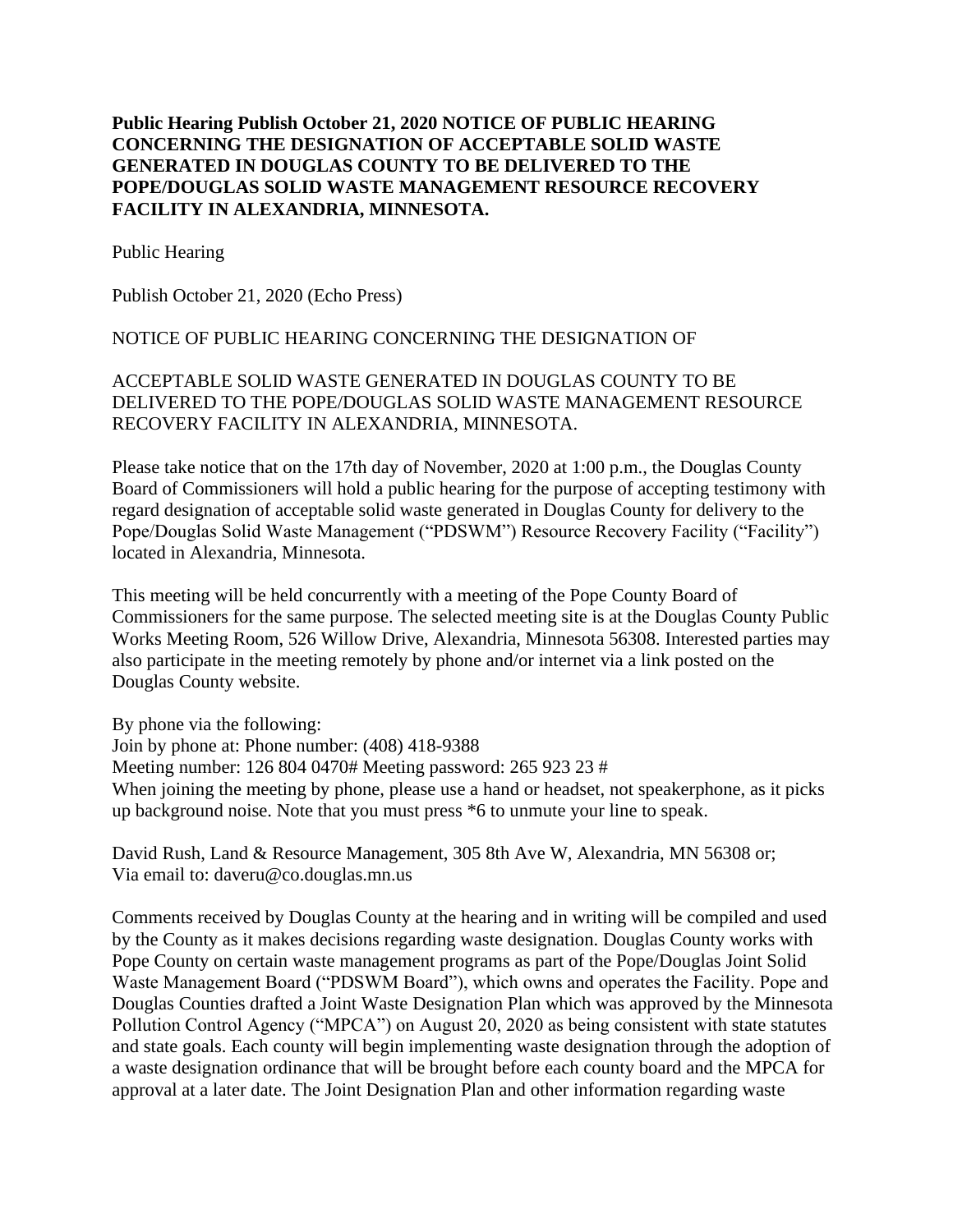**Public Hearing Publish October 21, 2020 NOTICE OF PUBLIC HEARING CONCERNING THE DESIGNATION OF ACCEPTABLE SOLID WASTE GENERATED IN DOUGLAS COUNTY TO BE DELIVERED TO THE POPE/DOUGLAS SOLID WASTE MANAGEMENT RESOURCE RECOVERY FACILITY IN ALEXANDRIA, MINNESOTA.**

Public Hearing

Publish October 21, 2020 (Echo Press)

NOTICE OF PUBLIC HEARING CONCERNING THE DESIGNATION OF

ACCEPTABLE SOLID WASTE GENERATED IN DOUGLAS COUNTY TO BE DELIVERED TO THE POPE/DOUGLAS SOLID WASTE MANAGEMENT RESOURCE RECOVERY FACILITY IN ALEXANDRIA, MINNESOTA.

Please take notice that on the 17th day of November, 2020 at 1:00 p.m., the Douglas County Board of Commissioners will hold a public hearing for the purpose of accepting testimony with regard designation of acceptable solid waste generated in Douglas County for delivery to the Pope/Douglas Solid Waste Management ("PDSWM") Resource Recovery Facility ("Facility") located in Alexandria, Minnesota.

This meeting will be held concurrently with a meeting of the Pope County Board of Commissioners for the same purpose. The selected meeting site is at the Douglas County Public Works Meeting Room, 526 Willow Drive, Alexandria, Minnesota 56308. Interested parties may also participate in the meeting remotely by phone and/or internet via a link posted on the Douglas County website.

By phone via the following:
Join by phone at: Phone number: (408) 418-9388
Meeting number: 126 804 0470# Meeting password: 265 923 23 #
When joining the meeting by phone, please use a hand or headset, not speakerphone, as it picks up background noise. Note that you must press *6 to unmute your line to speak.

David Rush, Land & Resource Management, 305 8th Ave W, Alexandria, MN 56308 or;
Via email to: daveru@co.douglas.mn.us

Comments received by Douglas County at the hearing and in writing will be compiled and used by the County as it makes decisions regarding waste designation. Douglas County works with Pope County on certain waste management programs as part of the Pope/Douglas Joint Solid Waste Management Board ("PDSWM Board"), which owns and operates the Facility. Pope and Douglas Counties drafted a Joint Waste Designation Plan which was approved by the Minnesota Pollution Control Agency ("MPCA") on August 20, 2020 as being consistent with state statutes and state goals. Each county will begin implementing waste designation through the adoption of a waste designation ordinance that will be brought before each county board and the MPCA for approval at a later date. The Joint Designation Plan and other information regarding waste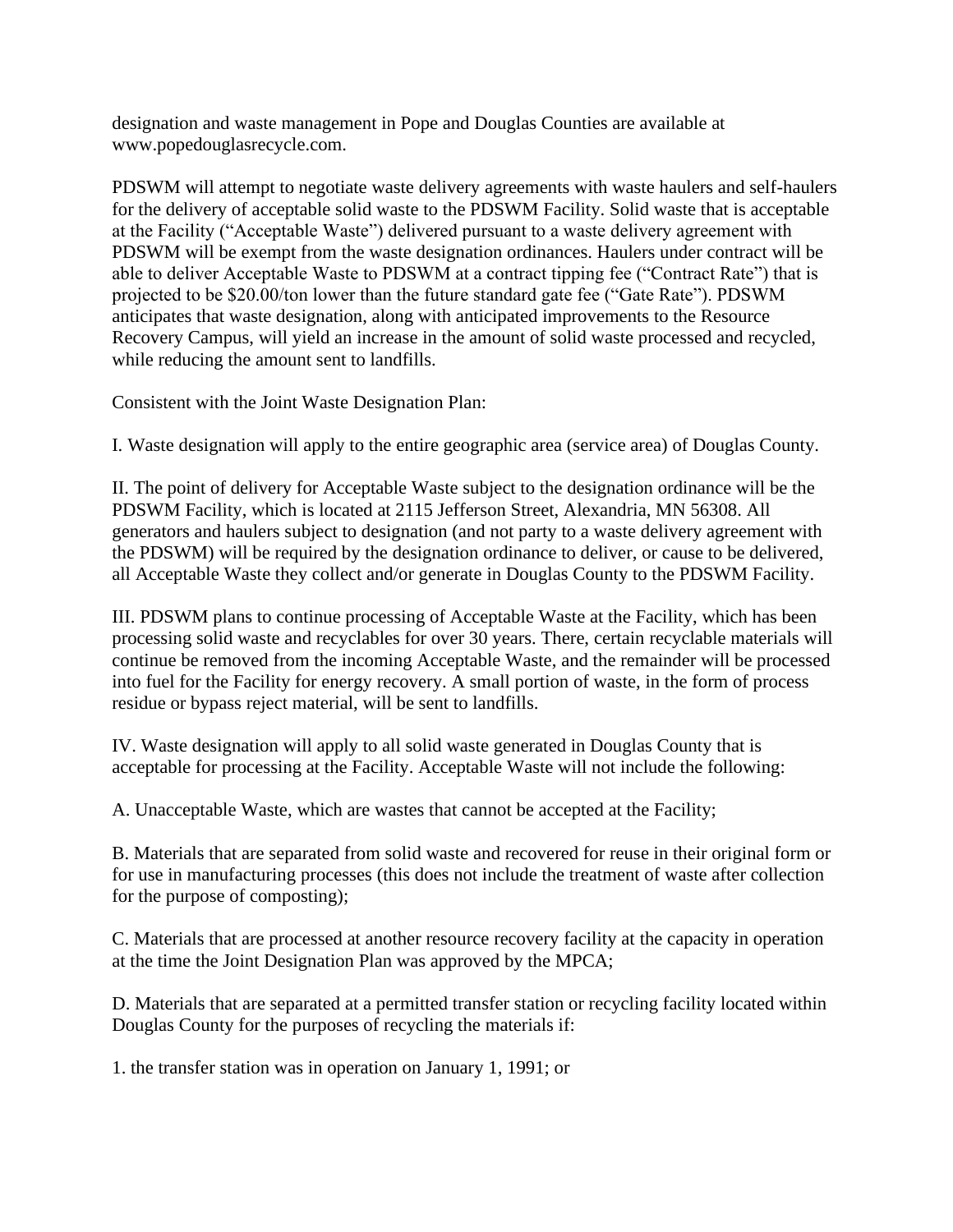designation and waste management in Pope and Douglas Counties are available at www.popedouglasrecycle.com.

PDSWM will attempt to negotiate waste delivery agreements with waste haulers and self-haulers for the delivery of acceptable solid waste to the PDSWM Facility. Solid waste that is acceptable at the Facility ("Acceptable Waste") delivered pursuant to a waste delivery agreement with PDSWM will be exempt from the waste designation ordinances. Haulers under contract will be able to deliver Acceptable Waste to PDSWM at a contract tipping fee ("Contract Rate") that is projected to be $20.00/ton lower than the future standard gate fee ("Gate Rate"). PDSWM anticipates that waste designation, along with anticipated improvements to the Resource Recovery Campus, will yield an increase in the amount of solid waste processed and recycled, while reducing the amount sent to landfills.

Consistent with the Joint Waste Designation Plan:

I. Waste designation will apply to the entire geographic area (service area) of Douglas County.

II. The point of delivery for Acceptable Waste subject to the designation ordinance will be the PDSWM Facility, which is located at 2115 Jefferson Street, Alexandria, MN 56308. All generators and haulers subject to designation (and not party to a waste delivery agreement with the PDSWM) will be required by the designation ordinance to deliver, or cause to be delivered, all Acceptable Waste they collect and/or generate in Douglas County to the PDSWM Facility.

III. PDSWM plans to continue processing of Acceptable Waste at the Facility, which has been processing solid waste and recyclables for over 30 years. There, certain recyclable materials will continue be removed from the incoming Acceptable Waste, and the remainder will be processed into fuel for the Facility for energy recovery. A small portion of waste, in the form of process residue or bypass reject material, will be sent to landfills.

IV. Waste designation will apply to all solid waste generated in Douglas County that is acceptable for processing at the Facility. Acceptable Waste will not include the following:

A. Unacceptable Waste, which are wastes that cannot be accepted at the Facility;

B. Materials that are separated from solid waste and recovered for reuse in their original form or for use in manufacturing processes (this does not include the treatment of waste after collection for the purpose of composting);

C. Materials that are processed at another resource recovery facility at the capacity in operation at the time the Joint Designation Plan was approved by the MPCA;

D. Materials that are separated at a permitted transfer station or recycling facility located within Douglas County for the purposes of recycling the materials if:

1. the transfer station was in operation on January 1, 1991; or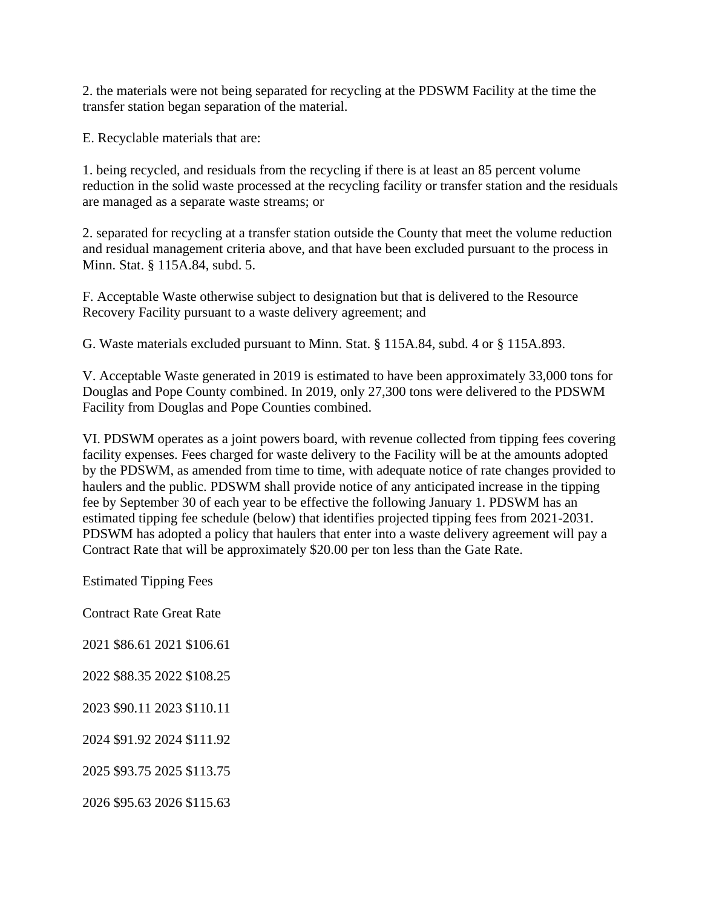2. the materials were not being separated for recycling at the PDSWM Facility at the time the transfer station began separation of the material.

E. Recyclable materials that are:

1. being recycled, and residuals from the recycling if there is at least an 85 percent volume reduction in the solid waste processed at the recycling facility or transfer station and the residuals are managed as a separate waste streams; or

2. separated for recycling at a transfer station outside the County that meet the volume reduction and residual management criteria above, and that have been excluded pursuant to the process in Minn. Stat. § 115A.84, subd. 5.

F. Acceptable Waste otherwise subject to designation but that is delivered to the Resource Recovery Facility pursuant to a waste delivery agreement; and

G. Waste materials excluded pursuant to Minn. Stat. § 115A.84, subd. 4 or § 115A.893.

V. Acceptable Waste generated in 2019 is estimated to have been approximately 33,000 tons for Douglas and Pope County combined. In 2019, only 27,300 tons were delivered to the PDSWM Facility from Douglas and Pope Counties combined.

VI. PDSWM operates as a joint powers board, with revenue collected from tipping fees covering facility expenses. Fees charged for waste delivery to the Facility will be at the amounts adopted by the PDSWM, as amended from time to time, with adequate notice of rate changes provided to haulers and the public. PDSWM shall provide notice of any anticipated increase in the tipping fee by September 30 of each year to be effective the following January 1. PDSWM has an estimated tipping fee schedule (below) that identifies projected tipping fees from 2021-2031. PDSWM has adopted a policy that haulers that enter into a waste delivery agreement will pay a Contract Rate that will be approximately $20.00 per ton less than the Gate Rate.

Estimated Tipping Fees

Contract Rate Great Rate

2021 $86.61 2021 $106.61

2022 $88.35 2022 $108.25

2023 $90.11 2023 $110.11

2024 $91.92 2024 $111.92

2025 $93.75 2025 $113.75

2026 $95.63 2026 $115.63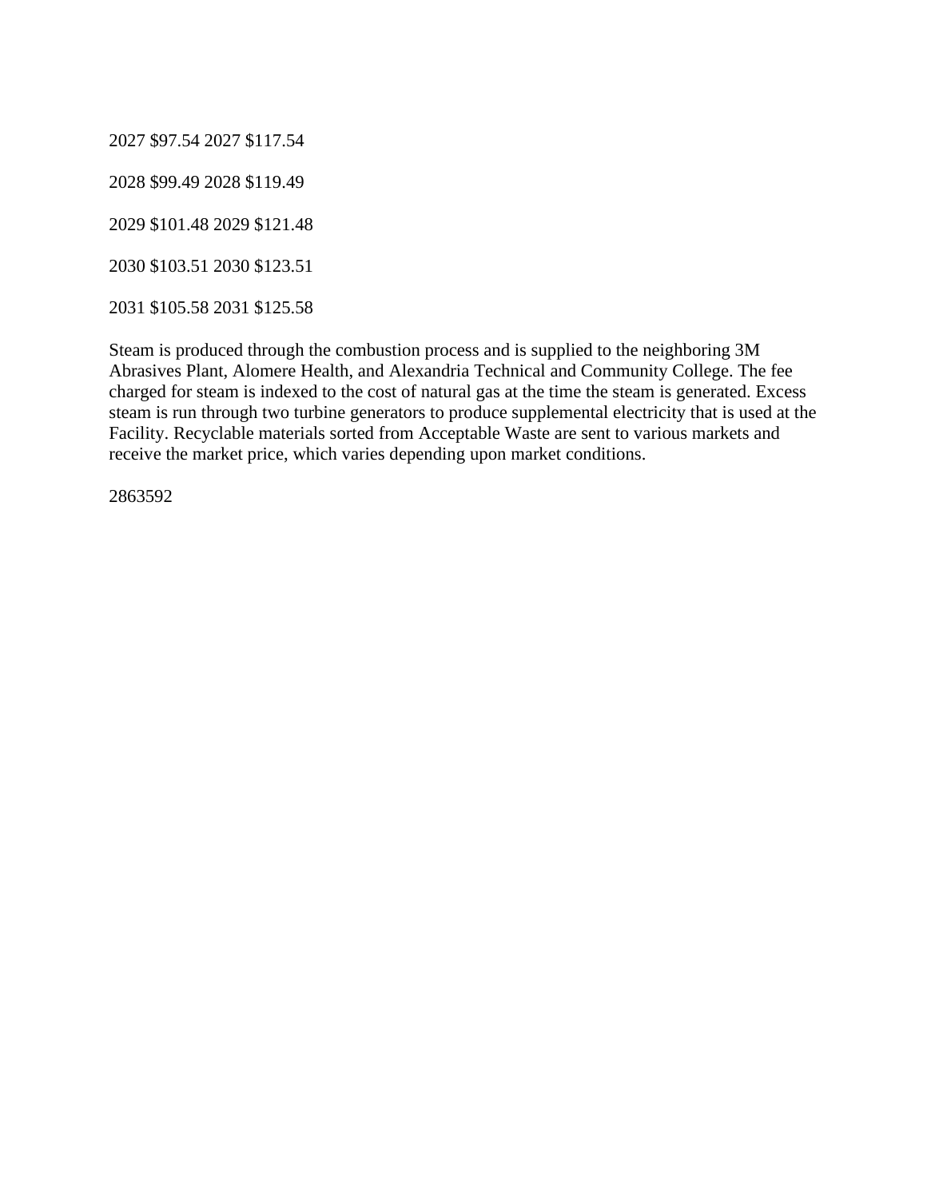2027 $97.54 2027 $117.54

2028 $99.49 2028 $119.49

2029 $101.48 2029 $121.48

2030 $103.51 2030 $123.51

2031 $105.58 2031 $125.58

Steam is produced through the combustion process and is supplied to the neighboring 3M Abrasives Plant, Alomere Health, and Alexandria Technical and Community College. The fee charged for steam is indexed to the cost of natural gas at the time the steam is generated. Excess steam is run through two turbine generators to produce supplemental electricity that is used at the Facility. Recyclable materials sorted from Acceptable Waste are sent to various markets and receive the market price, which varies depending upon market conditions.

2863592